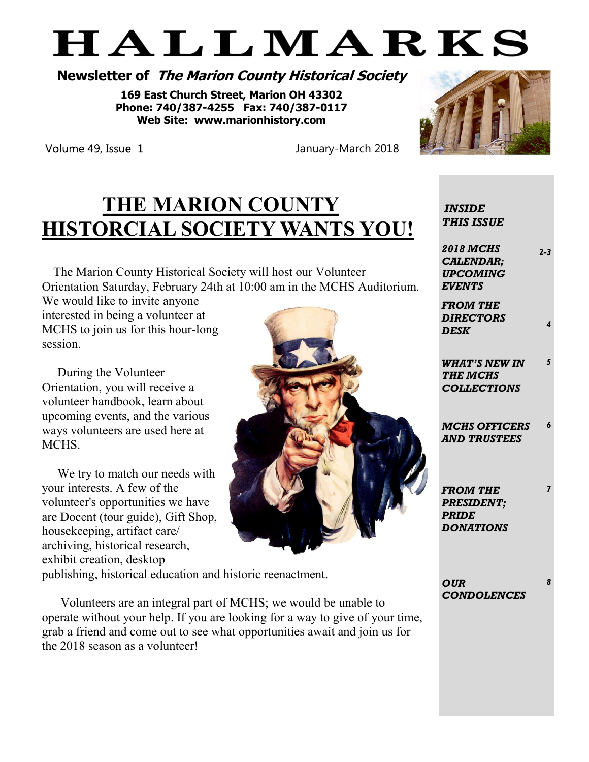# HALLMARKS

**Newsletter of *The Marion County Historical Society***

**169 East Church Street, Marion OH 43302**
**Phone: 740/387-4255 Fax: 740/387-0117**
**Web Site: www.marionhistory.com**

Volume 49, Issue 1 — January-March 2018

## THE MARION COUNTY HISTORCIAL SOCIETY WANTS YOU!

The Marion County Historical Society will host our Volunteer Orientation Saturday, February 24th at 10:00 am in the MCHS Auditorium. We would like to invite anyone interested in being a volunteer at MCHS to join us for this hour-long session.

During the Volunteer Orientation, you will receive a volunteer handbook, learn about upcoming events, and the various ways volunteers are used here at MCHS.

We try to match our needs with your interests. A few of the volunteer's opportunities we have are Docent (tour guide), Gift Shop, housekeeping, artifact care/ archiving, historical research, exhibit creation, desktop publishing, historical education and historic reenactment.

Volunteers are an integral part of MCHS; we would be unable to operate without your help. If you are looking for a way to give of your time, grab a friend and come out to see what opportunities await and join us for the 2018 season as a volunteer!

***INSIDE THIS ISSUE***

| | |
|---|---|
| ***2018 MCHS CALENDAR; UPCOMING EVENTS*** | *2-3* |
| ***FROM THE DIRECTORS DESK*** | *4* |
| ***WHAT'S NEW IN THE MCHS COLLECTIONS*** | *5* |
| ***MCHS OFFICERS AND TRUSTEES*** | *6* |
| ***FROM THE PRESIDENT; PRIDE DONATIONS*** | *7* |
| ***OUR CONDOLENCES*** | *8* |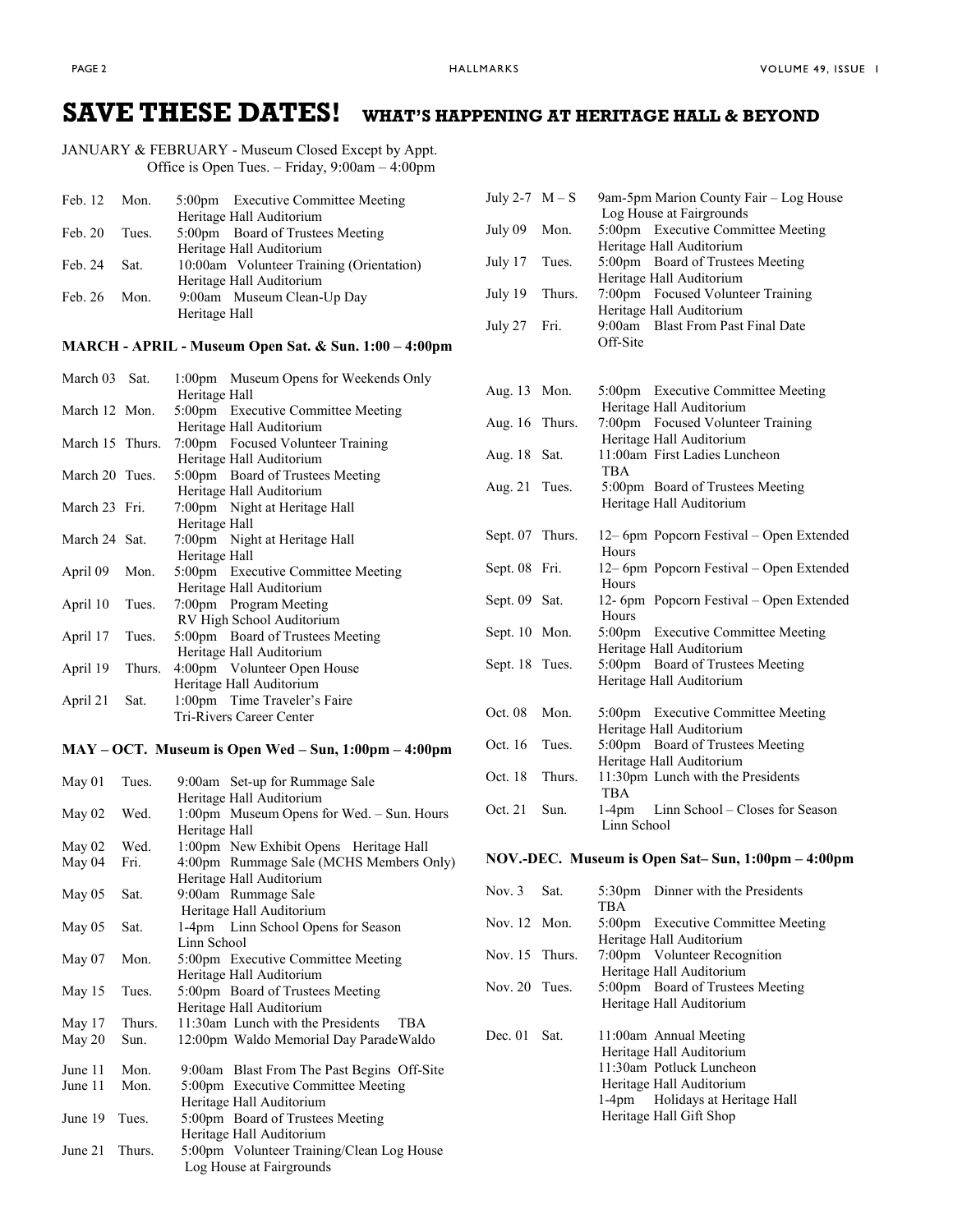# SAVE THESE DATES! WHAT'S HAPPENING AT HERITAGE HALL & BEYOND

JANUARY & FEBRUARY - Museum Closed Except by Appt.
Office is Open Tues. – Friday, 9:00am – 4:00pm

| | | |
|---|---|---|
| Feb. 12 | Mon. | 5:00pm Executive Committee Meeting<br>Heritage Hall Auditorium |
| Feb. 20 | Tues. | 5:00pm Board of Trustees Meeting<br>Heritage Hall Auditorium |
| Feb. 24 | Sat. | 10:00am Volunteer Training (Orientation)<br>Heritage Hall Auditorium |
| Feb. 26 | Mon. | 9:00am Museum Clean-Up Day<br>Heritage Hall |

**MARCH - APRIL - Museum Open Sat. & Sun. 1:00 – 4:00pm**

| | | |
|---|---|---|
| March 03 | Sat. | 1:00pm Museum Opens for Weekends Only<br>Heritage Hall |
| March 12 | Mon. | 5:00pm Executive Committee Meeting<br>Heritage Hall Auditorium |
| March 15 | Thurs. | 7:00pm Focused Volunteer Training<br>Heritage Hall Auditorium |
| March 20 | Tues. | 5:00pm Board of Trustees Meeting<br>Heritage Hall Auditorium |
| March 23 | Fri. | 7:00pm Night at Heritage Hall<br>Heritage Hall |
| March 24 | Sat. | 7:00pm Night at Heritage Hall<br>Heritage Hall |
| April 09 | Mon. | 5:00pm Executive Committee Meeting<br>Heritage Hall Auditorium |
| April 10 | Tues. | 7:00pm Program Meeting<br>RV High School Auditorium |
| April 17 | Tues. | 5:00pm Board of Trustees Meeting<br>Heritage Hall Auditorium |
| April 19 | Thurs. | 4:00pm Volunteer Open House<br>Heritage Hall Auditorium |
| April 21 | Sat. | 1:00pm Time Traveler's Faire<br>Tri-Rivers Career Center |

**MAY – OCT. Museum is Open Wed – Sun, 1:00pm – 4:00pm**

| | | |
|---|---|---|
| May 01 | Tues. | 9:00am Set-up for Rummage Sale<br>Heritage Hall Auditorium |
| May 02 | Wed. | 1:00pm Museum Opens for Wed. – Sun. Hours<br>Heritage Hall |
| May 02 | Wed. | 1:00pm New Exhibit Opens Heritage Hall |
| May 04 | Fri. | 4:00pm Rummage Sale (MCHS Members Only)<br>Heritage Hall Auditorium |
| May 05 | Sat. | 9:00am Rummage Sale<br>Heritage Hall Auditorium |
| May 05 | Sat. | 1-4pm Linn School Opens for Season<br>Linn School |
| May 07 | Mon. | 5:00pm Executive Committee Meeting<br>Heritage Hall Auditorium |
| May 15 | Tues. | 5:00pm Board of Trustees Meeting<br>Heritage Hall Auditorium |
| May 17 | Thurs. | 11:30am Lunch with the Presidents TBA |
| May 20 | Sun. | 12:00pm Waldo Memorial Day Parade Waldo |
| June 11 | Mon. | 9:00am Blast From The Past Begins Off-Site |
| June 11 | Mon. | 5:00pm Executive Committee Meeting<br>Heritage Hall Auditorium |
| June 19 | Tues. | 5:00pm Board of Trustees Meeting<br>Heritage Hall Auditorium |
| June 21 | Thurs. | 5:00pm Volunteer Training/Clean Log House<br>Log House at Fairgrounds |
| July 2-7 | M – S | 9am-5pm Marion County Fair – Log House<br>Log House at Fairgrounds |
| July 09 | Mon. | 5:00pm Executive Committee Meeting<br>Heritage Hall Auditorium |
| July 17 | Tues. | 5:00pm Board of Trustees Meeting<br>Heritage Hall Auditorium |
| July 19 | Thurs. | 7:00pm Focused Volunteer Training<br>Heritage Hall Auditorium |
| July 27 | Fri. | 9:00am Blast From Past Final Date<br>Off-Site |
| Aug. 13 | Mon. | 5:00pm Executive Committee Meeting<br>Heritage Hall Auditorium |
| Aug. 16 | Thurs. | 7:00pm Focused Volunteer Training<br>Heritage Hall Auditorium |
| Aug. 18 | Sat. | 11:00am First Ladies Luncheon<br>TBA |
| Aug. 21 | Tues. | 5:00pm Board of Trustees Meeting<br>Heritage Hall Auditorium |
| Sept. 07 | Thurs. | 12– 6pm Popcorn Festival – Open Extended Hours |
| Sept. 08 | Fri. | 12– 6pm Popcorn Festival – Open Extended Hours |
| Sept. 09 | Sat. | 12- 6pm Popcorn Festival – Open Extended Hours |
| Sept. 10 | Mon. | 5:00pm Executive Committee Meeting<br>Heritage Hall Auditorium |
| Sept. 18 | Tues. | 5:00pm Board of Trustees Meeting<br>Heritage Hall Auditorium |
| Oct. 08 | Mon. | 5:00pm Executive Committee Meeting<br>Heritage Hall Auditorium |
| Oct. 16 | Tues. | 5:00pm Board of Trustees Meeting<br>Heritage Hall Auditorium |
| Oct. 18 | Thurs. | 11:30pm Lunch with the Presidents<br>TBA |
| Oct. 21 | Sun. | 1-4pm Linn School – Closes for Season<br>Linn School |

**NOV.-DEC. Museum is Open Sat– Sun, 1:00pm – 4:00pm**

| | | |
|---|---|---|
| Nov. 3 | Sat. | 5:30pm Dinner with the Presidents<br>TBA |
| Nov. 12 | Mon. | 5:00pm Executive Committee Meeting<br>Heritage Hall Auditorium |
| Nov. 15 | Thurs. | 7:00pm Volunteer Recognition<br>Heritage Hall Auditorium |
| Nov. 20 | Tues. | 5:00pm Board of Trustees Meeting<br>Heritage Hall Auditorium |
| Dec. 01 | Sat. | 11:00am Annual Meeting<br>Heritage Hall Auditorium<br>11:30am Potluck Luncheon<br>Heritage Hall Auditorium<br>1-4pm Holidays at Heritage Hall<br>Heritage Hall Gift Shop |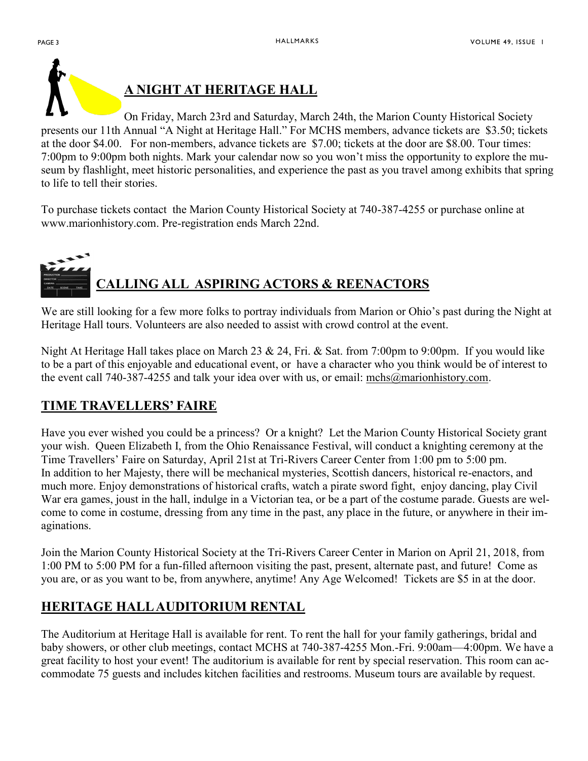## A NIGHT AT HERITAGE HALL

On Friday, March 23rd and Saturday, March 24th, the Marion County Historical Society presents our 11th Annual "A Night at Heritage Hall." For MCHS members, advance tickets are $3.50; tickets at the door $4.00. For non-members, advance tickets are $7.00; tickets at the door are $8.00. Tour times: 7:00pm to 9:00pm both nights. Mark your calendar now so you won't miss the opportunity to explore the museum by flashlight, meet historic personalities, and experience the past as you travel among exhibits that spring to life to tell their stories.

To purchase tickets contact the Marion County Historical Society at 740-387-4255 or purchase online at www.marionhistory.com. Pre-registration ends March 22nd.

## CALLING ALL ASPIRING ACTORS & REENACTORS

We are still looking for a few more folks to portray individuals from Marion or Ohio's past during the Night at Heritage Hall tours. Volunteers are also needed to assist with crowd control at the event.

Night At Heritage Hall takes place on March 23 & 24, Fri. & Sat. from 7:00pm to 9:00pm. If you would like to be a part of this enjoyable and educational event, or have a character who you think would be of interest to the event call 740-387-4255 and talk your idea over with us, or email: mchs@marionhistory.com.

## TIME TRAVELLERS' FAIRE

Have you ever wished you could be a princess? Or a knight? Let the Marion County Historical Society grant your wish. Queen Elizabeth I, from the Ohio Renaissance Festival, will conduct a knighting ceremony at the Time Travellers' Faire on Saturday, April 21st at Tri-Rivers Career Center from 1:00 pm to 5:00 pm. In addition to her Majesty, there will be mechanical mysteries, Scottish dancers, historical re-enactors, and much more. Enjoy demonstrations of historical crafts, watch a pirate sword fight, enjoy dancing, play Civil War era games, joust in the hall, indulge in a Victorian tea, or be a part of the costume parade. Guests are welcome to come in costume, dressing from any time in the past, any place in the future, or anywhere in their imaginations.

Join the Marion County Historical Society at the Tri-Rivers Career Center in Marion on April 21, 2018, from 1:00 PM to 5:00 PM for a fun-filled afternoon visiting the past, present, alternate past, and future! Come as you are, or as you want to be, from anywhere, anytime! Any Age Welcomed! Tickets are $5 in at the door.

## HERITAGE HALL AUDITORIUM RENTAL

The Auditorium at Heritage Hall is available for rent. To rent the hall for your family gatherings, bridal and baby showers, or other club meetings, contact MCHS at 740-387-4255 Mon.-Fri. 9:00am—4:00pm. We have a great facility to host your event! The auditorium is available for rent by special reservation. This room can accommodate 75 guests and includes kitchen facilities and restrooms. Museum tours are available by request.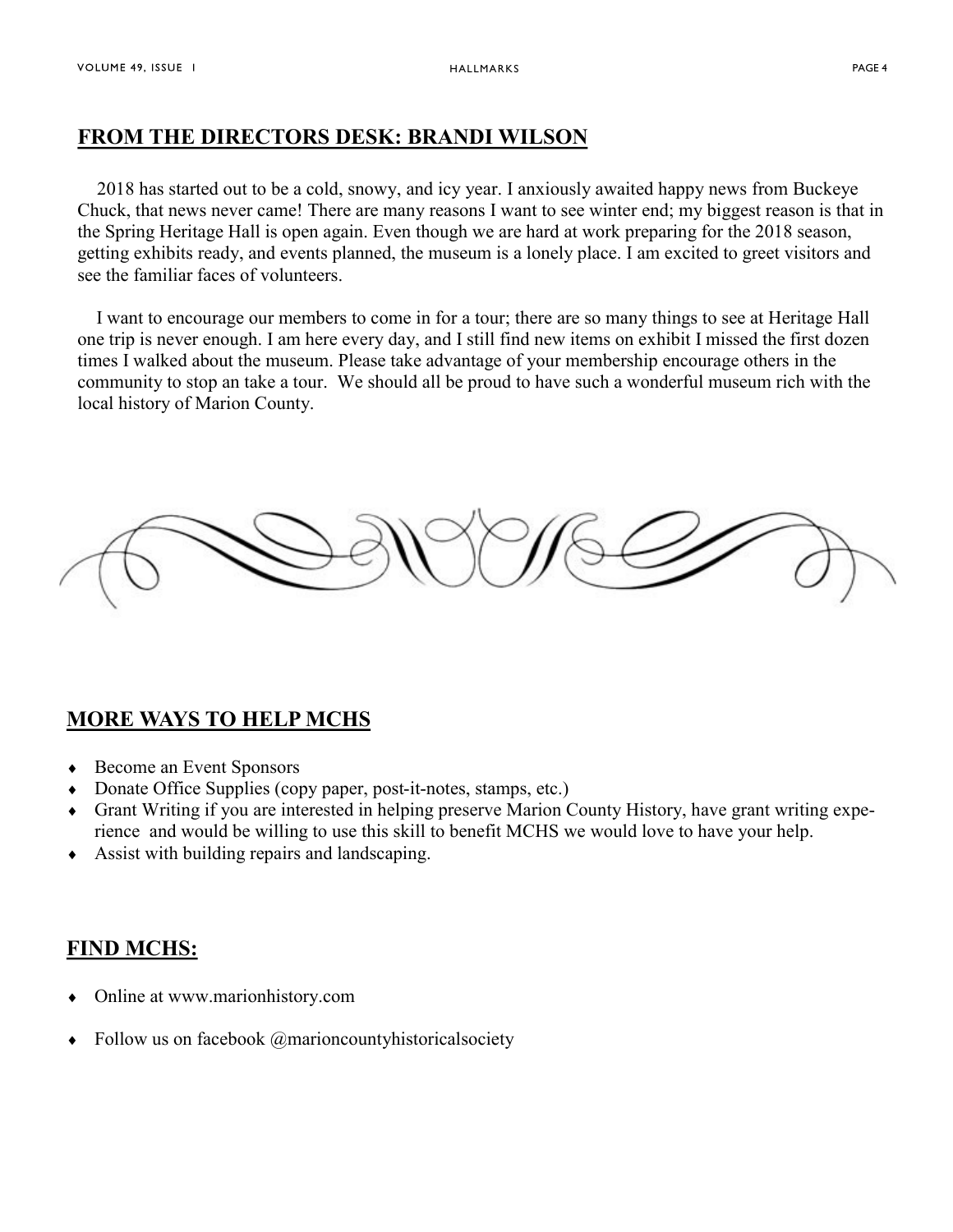## FROM THE DIRECTORS DESK: BRANDI WILSON

2018 has started out to be a cold, snowy, and icy year. I anxiously awaited happy news from Buckeye Chuck, that news never came! There are many reasons I want to see winter end; my biggest reason is that in the Spring Heritage Hall is open again. Even though we are hard at work preparing for the 2018 season, getting exhibits ready, and events planned, the museum is a lonely place. I am excited to greet visitors and see the familiar faces of volunteers.

I want to encourage our members to come in for a tour; there are so many things to see at Heritage Hall one trip is never enough. I am here every day, and I still find new items on exhibit I missed the first dozen times I walked about the museum. Please take advantage of your membership encourage others in the community to stop an take a tour. We should all be proud to have such a wonderful museum rich with the local history of Marion County.

## MORE WAYS TO HELP MCHS

- Become an Event Sponsors
- Donate Office Supplies (copy paper, post-it-notes, stamps, etc.)
- Grant Writing if you are interested in helping preserve Marion County History, have grant writing experience and would be willing to use this skill to benefit MCHS we would love to have your help.
- Assist with building repairs and landscaping.

## FIND MCHS:

- Online at www.marionhistory.com
- Follow us on facebook @marioncountyhistoricalsociety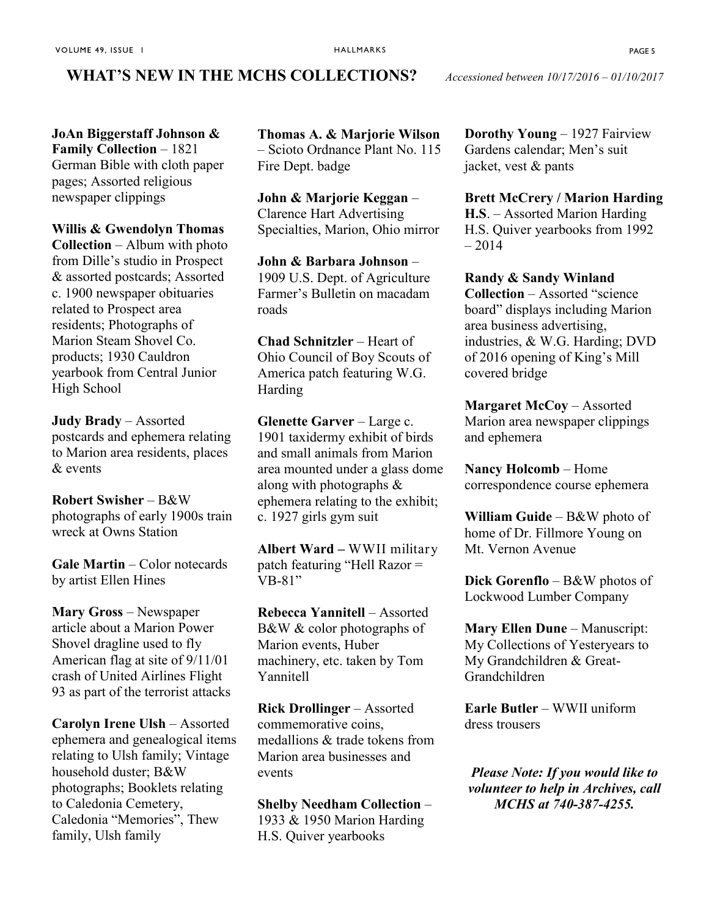## WHAT'S NEW IN THE MCHS COLLECTIONS?

*Accessioned between 10/17/2016 – 01/10/2017*

**JoAn Biggerstaff Johnson & Family Collection** – 1821 German Bible with cloth paper pages; Assorted religious newspaper clippings

**Willis & Gwendolyn Thomas Collection** – Album with photo from Dille's studio in Prospect & assorted postcards; Assorted c. 1900 newspaper obituaries related to Prospect area residents; Photographs of Marion Steam Shovel Co. products; 1930 Cauldron yearbook from Central Junior High School

**Judy Brady** – Assorted postcards and ephemera relating to Marion area residents, places & events

**Robert Swisher** – B&W photographs of early 1900s train wreck at Owns Station

**Gale Martin** – Color notecards by artist Ellen Hines

**Mary Gross** – Newspaper article about a Marion Power Shovel dragline used to fly American flag at site of 9/11/01 crash of United Airlines Flight 93 as part of the terrorist attacks

**Carolyn Irene Ulsh** – Assorted ephemera and genealogical items relating to Ulsh family; Vintage household duster; B&W photographs; Booklets relating to Caledonia Cemetery, Caledonia "Memories", Thew family, Ulsh family

**Thomas A. & Marjorie Wilson** – Scioto Ordnance Plant No. 115 Fire Dept. badge

**John & Marjorie Keggan** – Clarence Hart Advertising Specialties, Marion, Ohio mirror

**John & Barbara Johnson** – 1909 U.S. Dept. of Agriculture Farmer's Bulletin on macadam roads

**Chad Schnitzler** – Heart of Ohio Council of Boy Scouts of America patch featuring W.G. Harding

**Glenette Garver** – Large c. 1901 taxidermy exhibit of birds and small animals from Marion area mounted under a glass dome along with photographs & ephemera relating to the exhibit; c. 1927 girls gym suit

**Albert Ward –** WWII military patch featuring "Hell Razor = VB-81"

**Rebecca Yannitell** – Assorted B&W & color photographs of Marion events, Huber machinery, etc. taken by Tom Yannitell

**Rick Drollinger** – Assorted commemorative coins, medallions & trade tokens from Marion area businesses and events

**Shelby Needham Collection** – 1933 & 1950 Marion Harding H.S. Quiver yearbooks

**Dorothy Young** – 1927 Fairview Gardens calendar; Men's suit jacket, vest & pants

**Brett McCrery / Marion Harding H.S**. – Assorted Marion Harding H.S. Quiver yearbooks from 1992 – 2014

**Randy & Sandy Winland Collection** – Assorted "science board" displays including Marion area business advertising, industries, & W.G. Harding; DVD of 2016 opening of King's Mill covered bridge

**Margaret McCoy** – Assorted Marion area newspaper clippings and ephemera

**Nancy Holcomb** – Home correspondence course ephemera

**William Guide** – B&W photo of home of Dr. Fillmore Young on Mt. Vernon Avenue

**Dick Gorenflo** – B&W photos of Lockwood Lumber Company

**Mary Ellen Dune** – Manuscript: My Collections of Yesteryears to My Grandchildren & Great-Grandchildren

**Earle Butler** – WWII uniform dress trousers

***Please Note: If you would like to volunteer to help in Archives, call MCHS at 740-387-4255.***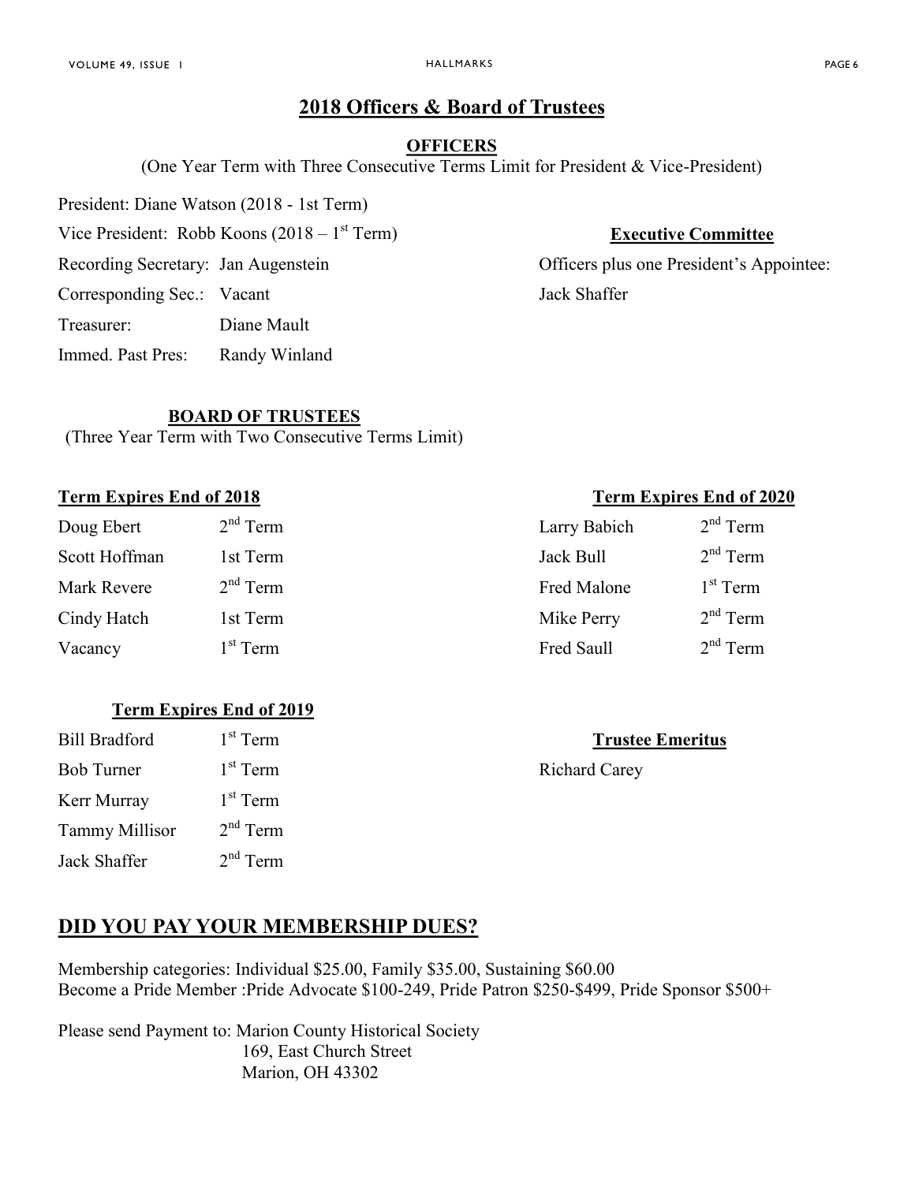## 2018 Officers & Board of Trustees

### OFFICERS

(One Year Term with Three Consecutive Terms Limit for President & Vice-President)

President: Diane Watson (2018 - 1st Term)

Vice President: Robb Koons (2018 – 1st Term)

Recording Secretary: Jan Augenstein

Corresponding Sec.: Vacant

Treasurer: Diane Mault

Immed. Past Pres: Randy Winland

**Executive Committee**

Officers plus one President's Appointee: Jack Shaffer

### BOARD OF TRUSTEES

(Three Year Term with Two Consecutive Terms Limit)

**Term Expires End of 2018**

| | |
|---|---|
| Doug Ebert | 2nd Term |
| Scott Hoffman | 1st Term |
| Mark Revere | 2nd Term |
| Cindy Hatch | 1st Term |
| Vacancy | 1st Term |

**Term Expires End of 2019**

| | |
|---|---|
| Bill Bradford | 1st Term |
| Bob Turner | 1st Term |
| Kerr Murray | 1st Term |
| Tammy Millisor | 2nd Term |
| Jack Shaffer | 2nd Term |

**Term Expires End of 2020**

| | |
|---|---|
| Larry Babich | 2nd Term |
| Jack Bull | 2nd Term |
| Fred Malone | 1st Term |
| Mike Perry | 2nd Term |
| Fred Saull | 2nd Term |

**Trustee Emeritus**

Richard Carey

## DID YOU PAY YOUR MEMBERSHIP DUES?

Membership categories: Individual $25.00, Family $35.00, Sustaining $60.00
Become a Pride Member :Pride Advocate $100-249, Pride Patron $250-$499, Pride Sponsor $500+

Please send Payment to: Marion County Historical Society
169, East Church Street
Marion, OH 43302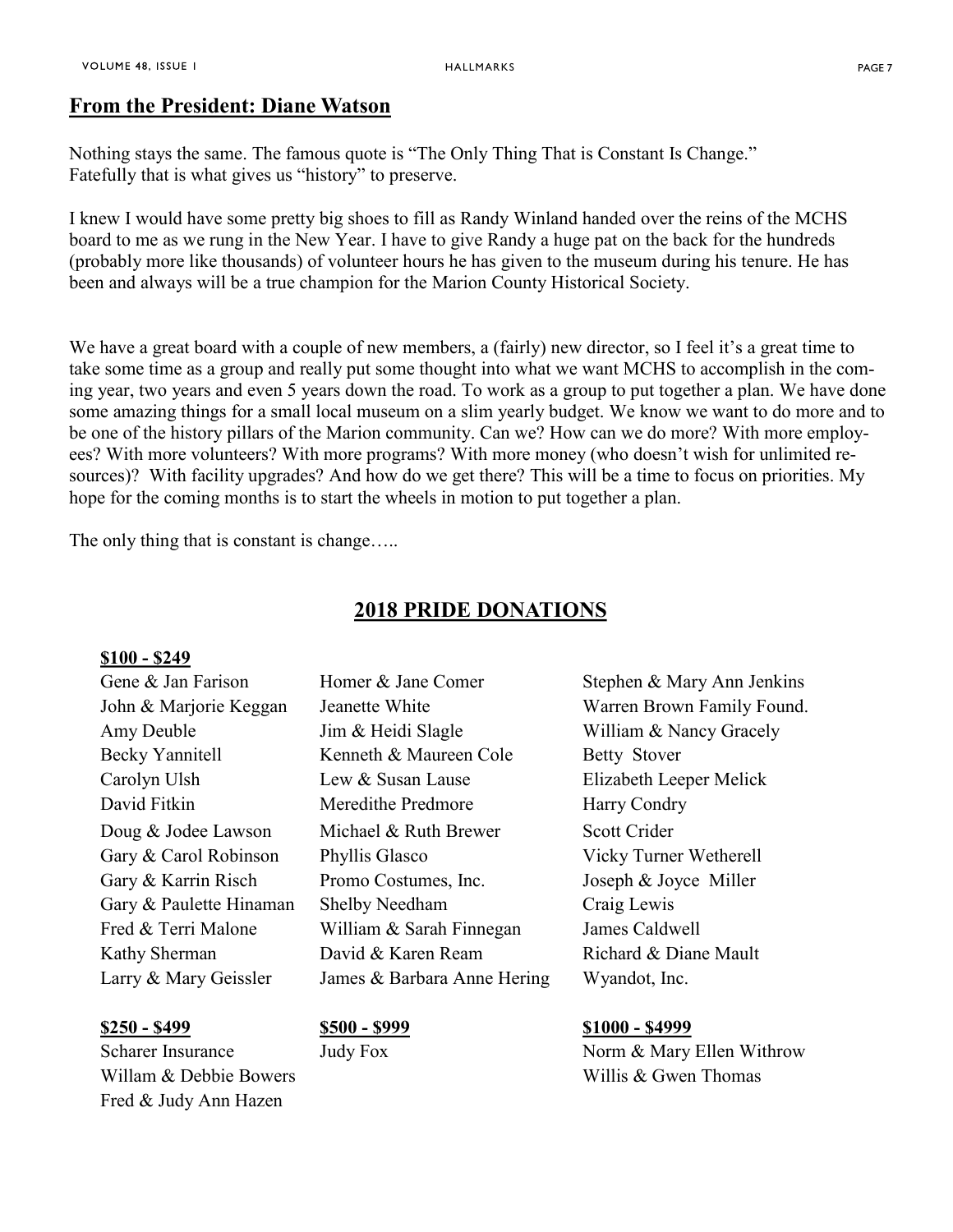## From the President: Diane Watson

Nothing stays the same. The famous quote is "The Only Thing That is Constant Is Change." Fatefully that is what gives us "history" to preserve.

I knew I would have some pretty big shoes to fill as Randy Winland handed over the reins of the MCHS board to me as we rung in the New Year. I have to give Randy a huge pat on the back for the hundreds (probably more like thousands) of volunteer hours he has given to the museum during his tenure. He has been and always will be a true champion for the Marion County Historical Society.

We have a great board with a couple of new members, a (fairly) new director, so I feel it's a great time to take some time as a group and really put some thought into what we want MCHS to accomplish in the coming year, two years and even 5 years down the road. To work as a group to put together a plan. We have done some amazing things for a small local museum on a slim yearly budget. We know we want to do more and to be one of the history pillars of the Marion community. Can we? How can we do more? With more employees? With more volunteers? With more programs? With more money (who doesn't wish for unlimited resources)? With facility upgrades? And how do we get there? This will be a time to focus on priorities. My hope for the coming months is to start the wheels in motion to put together a plan.

The only thing that is constant is change…..

## 2018 PRIDE DONATIONS

**$100 - $249**

Gene & Jan Farison
John & Marjorie Keggan
Amy Deuble
Becky Yannitell
Carolyn Ulsh
David Fitkin
Doug & Jodee Lawson
Gary & Carol Robinson
Gary & Karrin Risch
Gary & Paulette Hinaman
Fred & Terri Malone
Kathy Sherman
Larry & Mary Geissler
Homer & Jane Comer
Jeanette White
Jim & Heidi Slagle
Kenneth & Maureen Cole
Lew & Susan Lause
Meredithe Predmore
Michael & Ruth Brewer
Phyllis Glasco
Promo Costumes, Inc.
Shelby Needham
William & Sarah Finnegan
David & Karen Ream
James & Barbara Anne Hering
Stephen & Mary Ann Jenkins
Warren Brown Family Found.
William & Nancy Gracely
Betty Stover
Elizabeth Leeper Melick
Harry Condry
Scott Crider
Vicky Turner Wetherell
Joseph & Joyce Miller
Craig Lewis
James Caldwell
Richard & Diane Mault
Wyandot, Inc.

**$250 - $499**

Scharer Insurance
Willam & Debbie Bowers
Fred & Judy Ann Hazen

**$500 - $999**

Judy Fox

**$1000 - $4999**

Norm & Mary Ellen Withrow
Willis & Gwen Thomas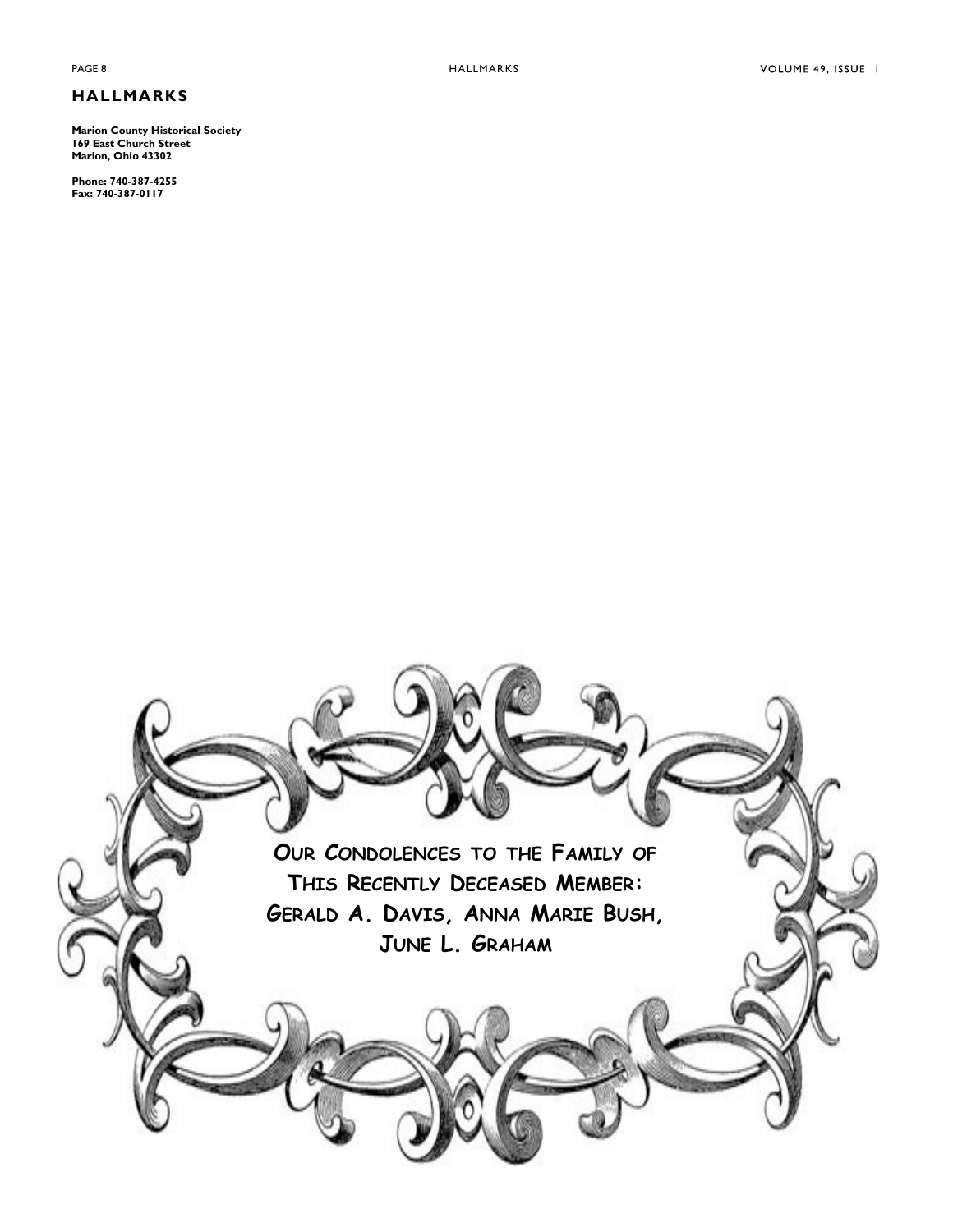## HALLMARKS

**Marion County Historical Society**
**169 East Church Street**
**Marion, Ohio 43302**

**Phone: 740-387-4255**
**Fax: 740-387-0117**

**OUR CONDOLENCES TO THE FAMILY OF THIS RECENTLY DECEASED MEMBER: GERALD A. DAVIS, ANNA MARIE BUSH, JUNE L. GRAHAM**